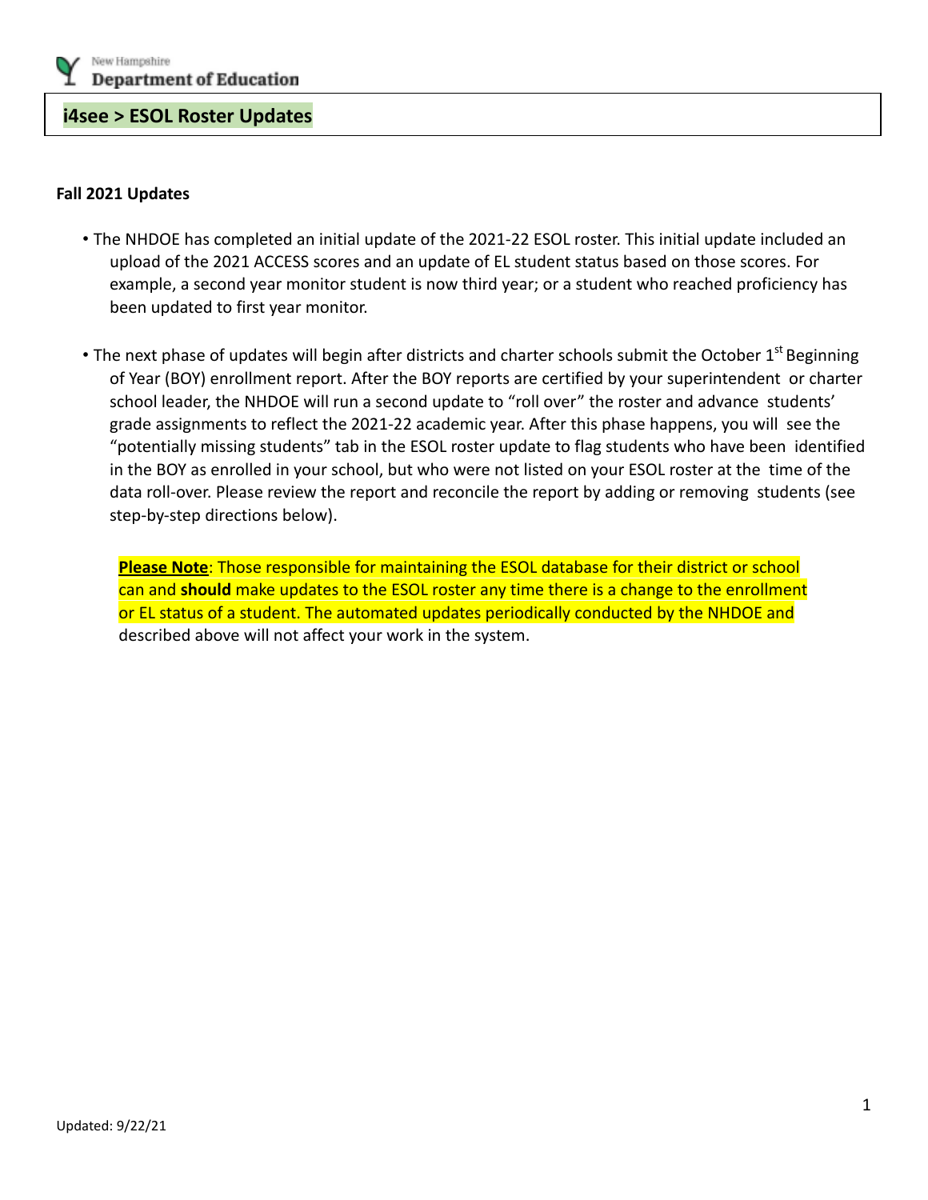New Hampshire
**Department of Education**

# i4see > ESOL Roster Updates

**Fall 2021 Updates**

- The NHDOE has completed an initial update of the 2021-22 ESOL roster. This initial update included an upload of the 2021 ACCESS scores and an update of EL student status based on those scores. For example, a second year monitor student is now third year; or a student who reached proficiency has been updated to first year monitor.

- The next phase of updates will begin after districts and charter schools submit the October 1st Beginning of Year (BOY) enrollment report. After the BOY reports are certified by your superintendent or charter school leader, the NHDOE will run a second update to "roll over" the roster and advance students' grade assignments to reflect the 2021-22 academic year. After this phase happens, you will see the "potentially missing students" tab in the ESOL roster update to flag students who have been identified in the BOY as enrolled in your school, but who were not listed on your ESOL roster at the time of the data roll-over. Please review the report and reconcile the report by adding or removing students (see step-by-step directions below).

> **Please Note**: Those responsible for maintaining the ESOL database for their district or school can and **should** make updates to the ESOL roster any time there is a change to the enrollment or EL status of a student. The automated updates periodically conducted by the NHDOE and described above will not affect your work in the system.

Updated: 9/22/21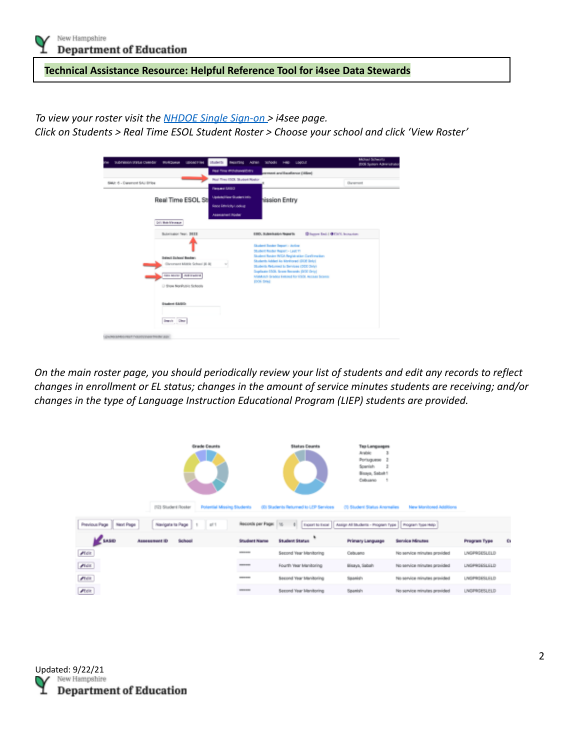**Technical Assistance Resource: Helpful Reference Tool for i4see Data Stewards**

*To view your roster visit the [NHDOE Single Sign-on](#) > i4see page.*
*Click on Students > Real Time ESOL Student Roster > Choose your school and click 'View Roster'*

*On the main roster page, you should periodically review your list of students and edit any records to reflect changes in enrollment or EL status; changes in the amount of service minutes students are receiving; and/or changes in the type of Language Instruction Educational Program (LIEP) students are provided.*

Updated: 9/22/21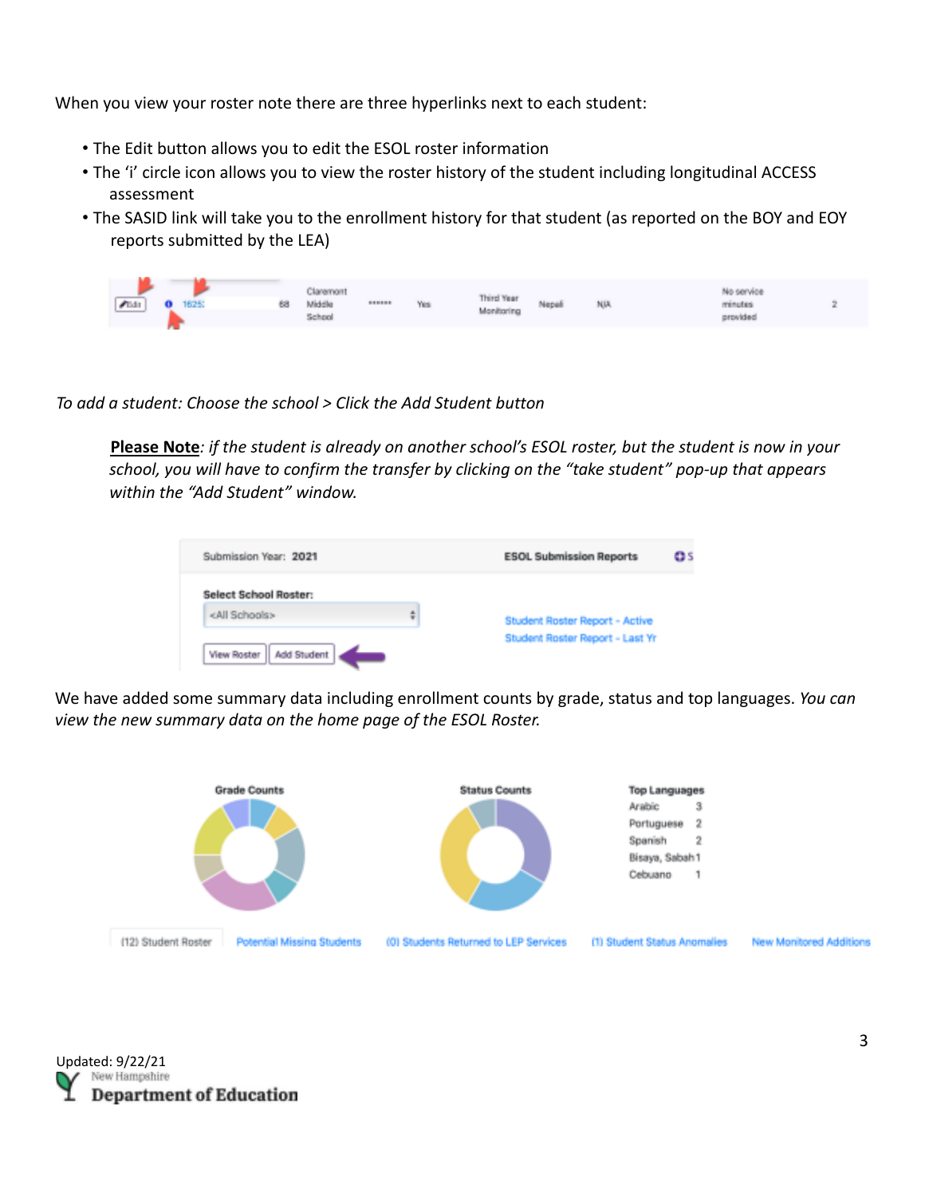When you view your roster note there are three hyperlinks next to each student:

- The Edit button allows you to edit the ESOL roster information
- The 'i' circle icon allows you to view the roster history of the student including longitudinal ACCESS assessment
- The SASID link will take you to the enrollment history for that student (as reported on the BOY and EOY reports submitted by the LEA)

| | | | | | | | | | | | |
|---|---|---|---|---|---|---|---|---|---|---|---|
| Edit | i | 1625: | 68 | Claremont Middle School | ****** | Yes | Third Year Monitoring | Nepali | N/A | No service minutes provided | 2 |

*To add a student: Choose the school > Click the Add Student button*

**Please Note**: *if the student is already on another school's ESOL roster, but the student is now in your school, you will have to confirm the transfer by clicking on the "take student" pop-up that appears within the "Add Student" window.*

Submission Year: **2021**

**ESOL Submission Reports**

**Select School Roster:**

<All Schools>

View Roster | Add Student

Student Roster Report - Active

Student Roster Report - Last Yr

We have added some summary data including enrollment counts by grade, status and top languages. *You can view the new summary data on the home page of the ESOL Roster.*

Grade Counts

Status Counts

**Top Languages**

Arabic 3

Portuguese 2

Spanish 2

Bisaya, Sabah 1

Cebuano 1

(12) Student Roster | Potential Missing Students | (0) Students Returned to LEP Services | (1) Student Status Anomalies | New Monitored Additions

Updated: 9/22/21

New Hampshire Department of Education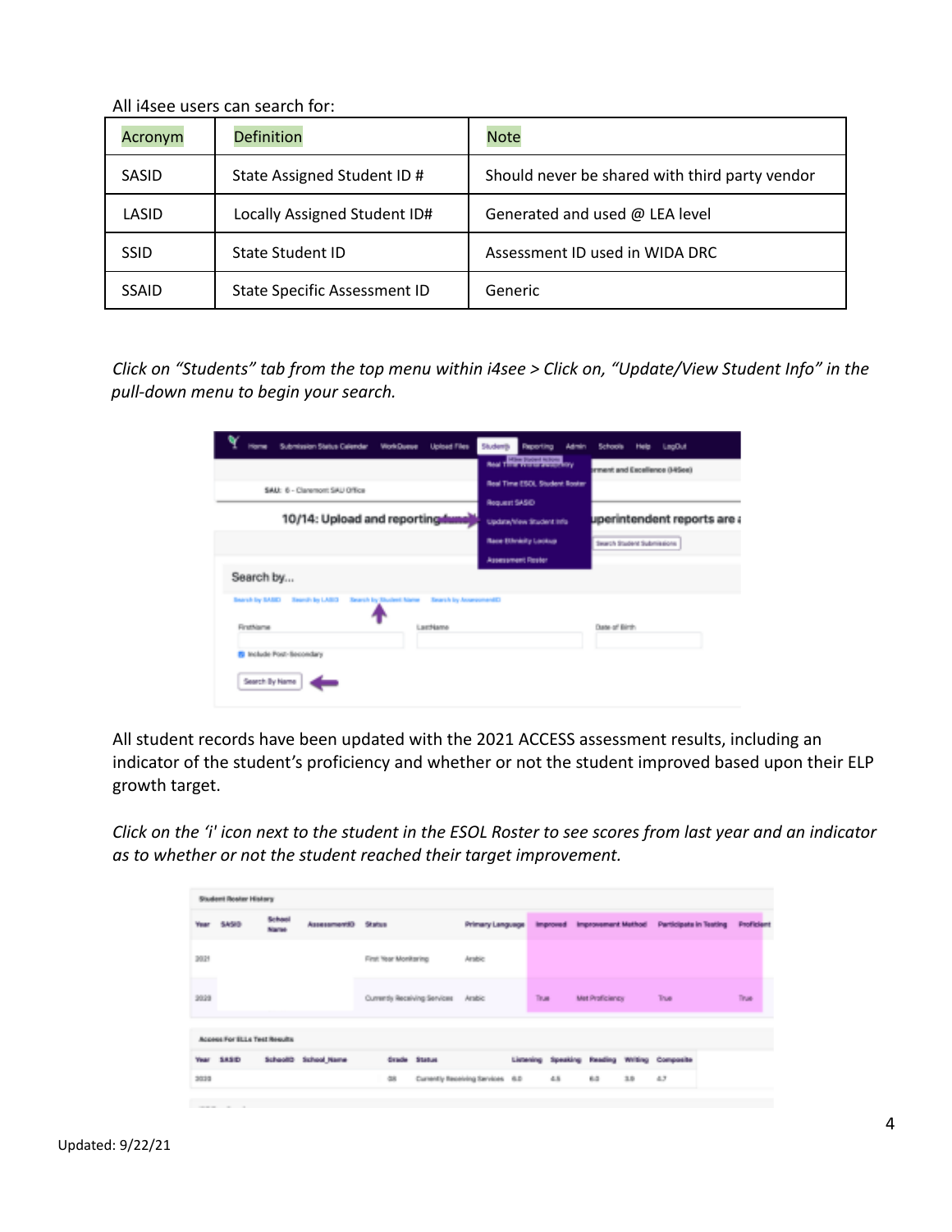All i4see users can search for:

| Acronym | Definition | Note |
|---|---|---|
| SASID | State Assigned Student ID # | Should never be shared with third party vendor |
| LASID | Locally Assigned Student ID# | Generated and used @ LEA level |
| SSID | State Student ID | Assessment ID used in WIDA DRC |
| SSAID | State Specific Assessment ID | Generic |

*Click on "Students" tab from the top menu within i4see > Click on, "Update/View Student Info" in the pull-down menu to begin your search.*

All student records have been updated with the 2021 ACCESS assessment results, including an indicator of the student's proficiency and whether or not the student improved based upon their ELP growth target.

*Click on the 'i' icon next to the student in the ESOL Roster to see scores from last year and an indicator as to whether or not the student reached their target improvement.*

Updated: 9/22/21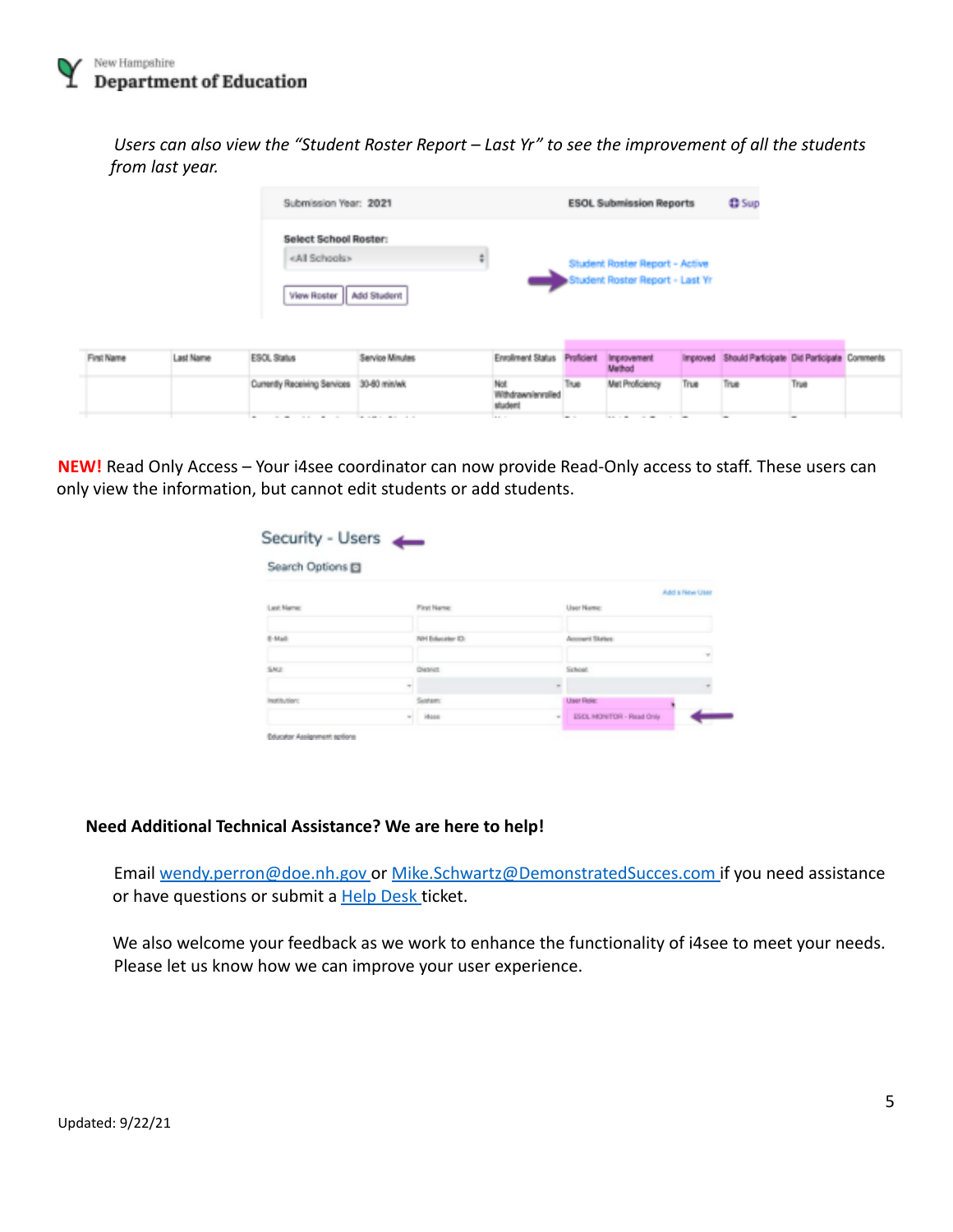*Users can also view the "Student Roster Report – Last Yr" to see the improvement of all the students from last year.*

Submission Year: 2021

ESOL Submission Reports

Select School Roster:

<All Schools>

View Roster | Add Student

Student Roster Report - Active

Student Roster Report - Last Yr

| First Name | Last Name | ESOL Status | Service Minutes | Enrollment Status | Proficient | Improvement Method | Improved | Should Participate | Did Participate | Comments |
|---|---|---|---|---|---|---|---|---|---|---|
| | | Currently Receiving Services | 30-60 min/wk | Not Withdrawn/enrolled student | True | Met Proficiency | True | True | True | |

**NEW!** Read Only Access – Your i4see coordinator can now provide Read-Only access to staff. These users can only view the information, but cannot edit students or add students.

Security - Users

Search Options

Add a New User

Last Name: | First Name: | User Name:

E-Mail: | NH Educator ID: | Account Status:

SAU: | District: | School:

Institution: | System: | User Role:

i4see | ESOL MONITOR - Read Only

Educator Assignment options

**Need Additional Technical Assistance? We are here to help!**

Email wendy.perron@doe.nh.gov or Mike.Schwartz@DemonstratedSucces.com if you need assistance or have questions or submit a Help Desk ticket.

We also welcome your feedback as we work to enhance the functionality of i4see to meet your needs. Please let us know how we can improve your user experience.

Updated: 9/22/21